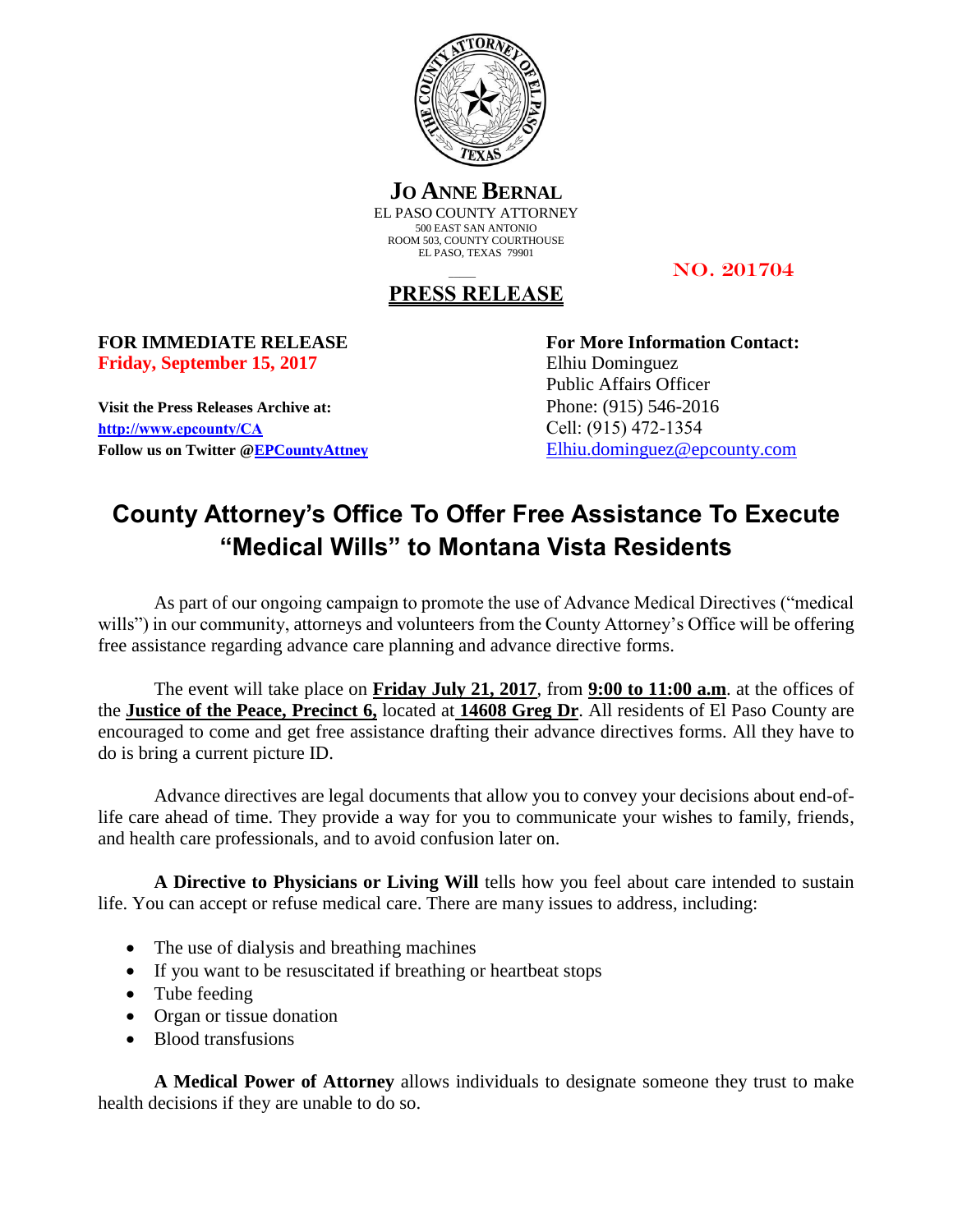**JO ANNE BERNAL**
EL PASO COUNTY ATTORNEY
500 EAST SAN ANTONIO
ROOM 503, COUNTY COURTHOUSE
EL PASO, TEXAS 79901

NO. 201704

## PRESS RELEASE

**FOR IMMEDIATE RELEASE**
**Friday, September 15, 2017**

**Visit the Press Releases Archive at:**
**http://www.epcounty/CA**
**Follow us on Twitter @EPCountyAttney**

**For More Information Contact:**
Elhiu Dominguez
Public Affairs Officer
Phone: (915) 546-2016
Cell: (915) 472-1354
Elhiu.dominguez@epcounty.com

# County Attorney's Office To Offer Free Assistance To Execute "Medical Wills" to Montana Vista Residents

As part of our ongoing campaign to promote the use of Advance Medical Directives ("medical wills") in our community, attorneys and volunteers from the County Attorney's Office will be offering free assistance regarding advance care planning and advance directive forms.

The event will take place on **Friday July 21, 2017**, from **9:00 to 11:00 a.m**. at the offices of the **Justice of the Peace, Precinct 6,** located at **14608 Greg Dr**. All residents of El Paso County are encouraged to come and get free assistance drafting their advance directives forms. All they have to do is bring a current picture ID.

Advance directives are legal documents that allow you to convey your decisions about end-of-life care ahead of time. They provide a way for you to communicate your wishes to family, friends, and health care professionals, and to avoid confusion later on.

**A Directive to Physicians or Living Will** tells how you feel about care intended to sustain life. You can accept or refuse medical care. There are many issues to address, including:

- The use of dialysis and breathing machines
- If you want to be resuscitated if breathing or heartbeat stops
- Tube feeding
- Organ or tissue donation
- Blood transfusions

**A Medical Power of Attorney** allows individuals to designate someone they trust to make health decisions if they are unable to do so.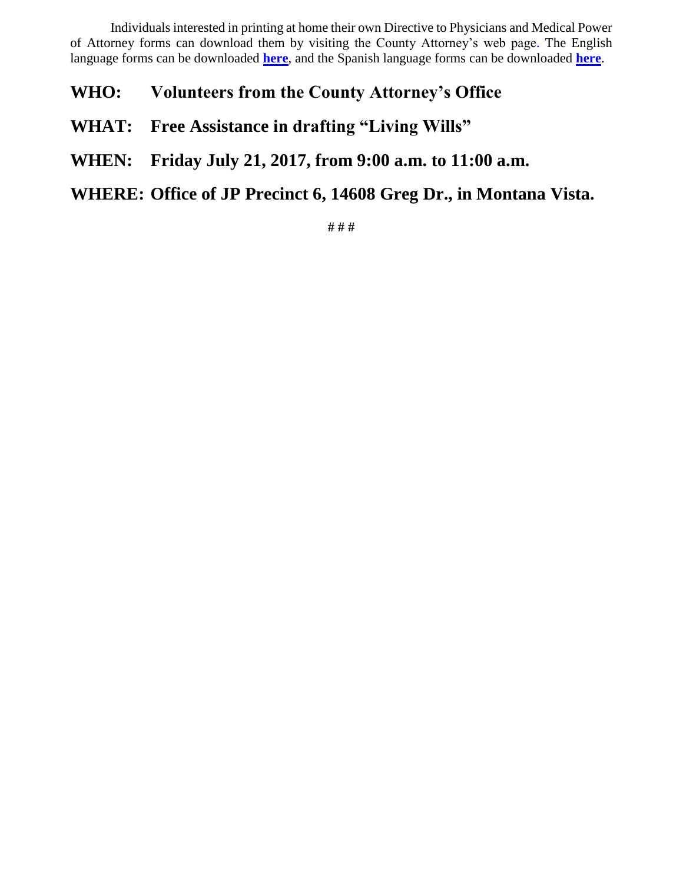Individuals interested in printing at home their own Directive to Physicians and Medical Power of Attorney forms can download them by visiting the County Attorney's web page. The English language forms can be downloaded **here**, and the Spanish language forms can be downloaded **here**.

**WHO: Volunteers from the County Attorney's Office**

**WHAT: Free Assistance in drafting "Living Wills"**

**WHEN: Friday July 21, 2017, from 9:00 a.m. to 11:00 a.m.**

**WHERE: Office of JP Precinct 6, 14608 Greg Dr., in Montana Vista.**

# # #